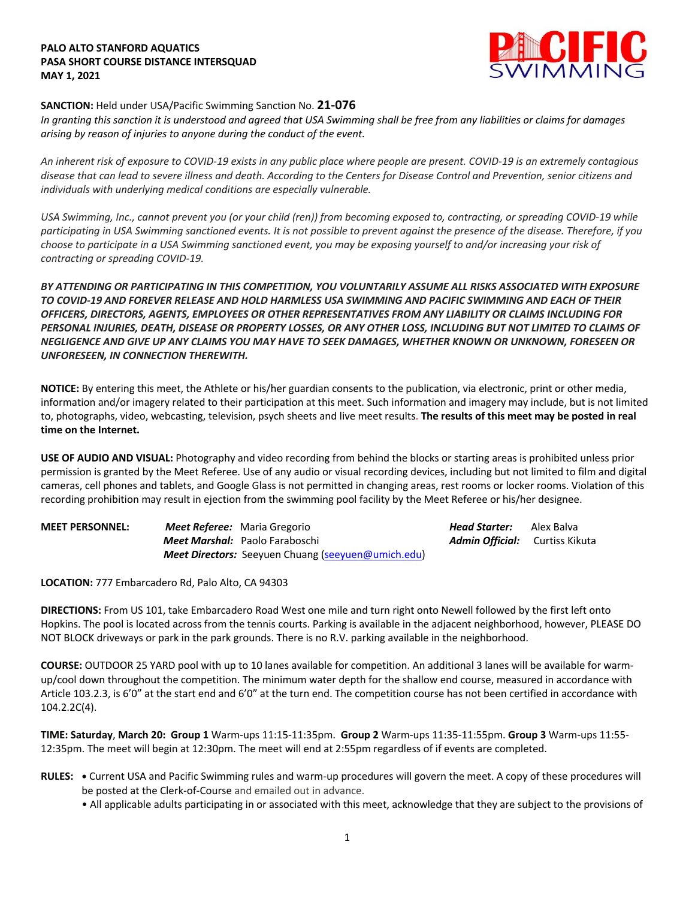**PALO ALTO STANFORD AQUATICS**
**PASA SHORT COURSE DISTANCE INTERSQUAD**
**MAY 1, 2021**

**SANCTION:** Held under USA/Pacific Swimming Sanction No. **21-076**
*In granting this sanction it is understood and agreed that USA Swimming shall be free from any liabilities or claims for damages arising by reason of injuries to anyone during the conduct of the event.*

*An inherent risk of exposure to COVID-19 exists in any public place where people are present. COVID-19 is an extremely contagious disease that can lead to severe illness and death. According to the Centers for Disease Control and Prevention, senior citizens and individuals with underlying medical conditions are especially vulnerable.*

*USA Swimming, Inc., cannot prevent you (or your child (ren)) from becoming exposed to, contracting, or spreading COVID-19 while participating in USA Swimming sanctioned events. It is not possible to prevent against the presence of the disease. Therefore, if you choose to participate in a USA Swimming sanctioned event, you may be exposing yourself to and/or increasing your risk of contracting or spreading COVID-19.*

***BY ATTENDING OR PARTICIPATING IN THIS COMPETITION, YOU VOLUNTARILY ASSUME ALL RISKS ASSOCIATED WITH EXPOSURE TO COVID-19 AND FOREVER RELEASE AND HOLD HARMLESS USA SWIMMING AND PACIFIC SWIMMING AND EACH OF THEIR OFFICERS, DIRECTORS, AGENTS, EMPLOYEES OR OTHER REPRESENTATIVES FROM ANY LIABILITY OR CLAIMS INCLUDING FOR PERSONAL INJURIES, DEATH, DISEASE OR PROPERTY LOSSES, OR ANY OTHER LOSS, INCLUDING BUT NOT LIMITED TO CLAIMS OF NEGLIGENCE AND GIVE UP ANY CLAIMS YOU MAY HAVE TO SEEK DAMAGES, WHETHER KNOWN OR UNKNOWN, FORESEEN OR UNFORESEEN, IN CONNECTION THEREWITH.***

**NOTICE:** By entering this meet, the Athlete or his/her guardian consents to the publication, via electronic, print or other media, information and/or imagery related to their participation at this meet. Such information and imagery may include, but is not limited to, photographs, video, webcasting, television, psych sheets and live meet results. **The results of this meet may be posted in real time on the Internet.**

**USE OF AUDIO AND VISUAL:** Photography and video recording from behind the blocks or starting areas is prohibited unless prior permission is granted by the Meet Referee. Use of any audio or visual recording devices, including but not limited to film and digital cameras, cell phones and tablets, and Google Glass is not permitted in changing areas, rest rooms or locker rooms. Violation of this recording prohibition may result in ejection from the swimming pool facility by the Meet Referee or his/her designee.

**MEET PERSONNEL:**
***Meet Referee:*** Maria Gregorio
***Meet Marshal:*** Paolo Faraboschi
***Meet Directors:*** Seeyuen Chuang (seeyuen@umich.edu)
***Head Starter:*** Alex Balva
***Admin Official:*** Curtiss Kikuta

**LOCATION:** 777 Embarcadero Rd, Palo Alto, CA 94303

**DIRECTIONS:** From US 101, take Embarcadero Road West one mile and turn right onto Newell followed by the first left onto Hopkins. The pool is located across from the tennis courts. Parking is available in the adjacent neighborhood, however, PLEASE DO NOT BLOCK driveways or park in the park grounds. There is no R.V. parking available in the neighborhood.

**COURSE:** OUTDOOR 25 YARD pool with up to 10 lanes available for competition. An additional 3 lanes will be available for warm-up/cool down throughout the competition. The minimum water depth for the shallow end course, measured in accordance with Article 103.2.3, is 6'0" at the start end and 6'0" at the turn end. The competition course has not been certified in accordance with 104.2.2C(4).

**TIME: Saturday**, **March 20: Group 1** Warm-ups 11:15-11:35pm. **Group 2** Warm-ups 11:35-11:55pm. **Group 3** Warm-ups 11:55-12:35pm. The meet will begin at 12:30pm. The meet will end at 2:55pm regardless of if events are completed.

**RULES:**
- Current USA and Pacific Swimming rules and warm-up procedures will govern the meet. A copy of these procedures will be posted at the Clerk-of-Course and emailed out in advance.
- All applicable adults participating in or associated with this meet, acknowledge that they are subject to the provisions of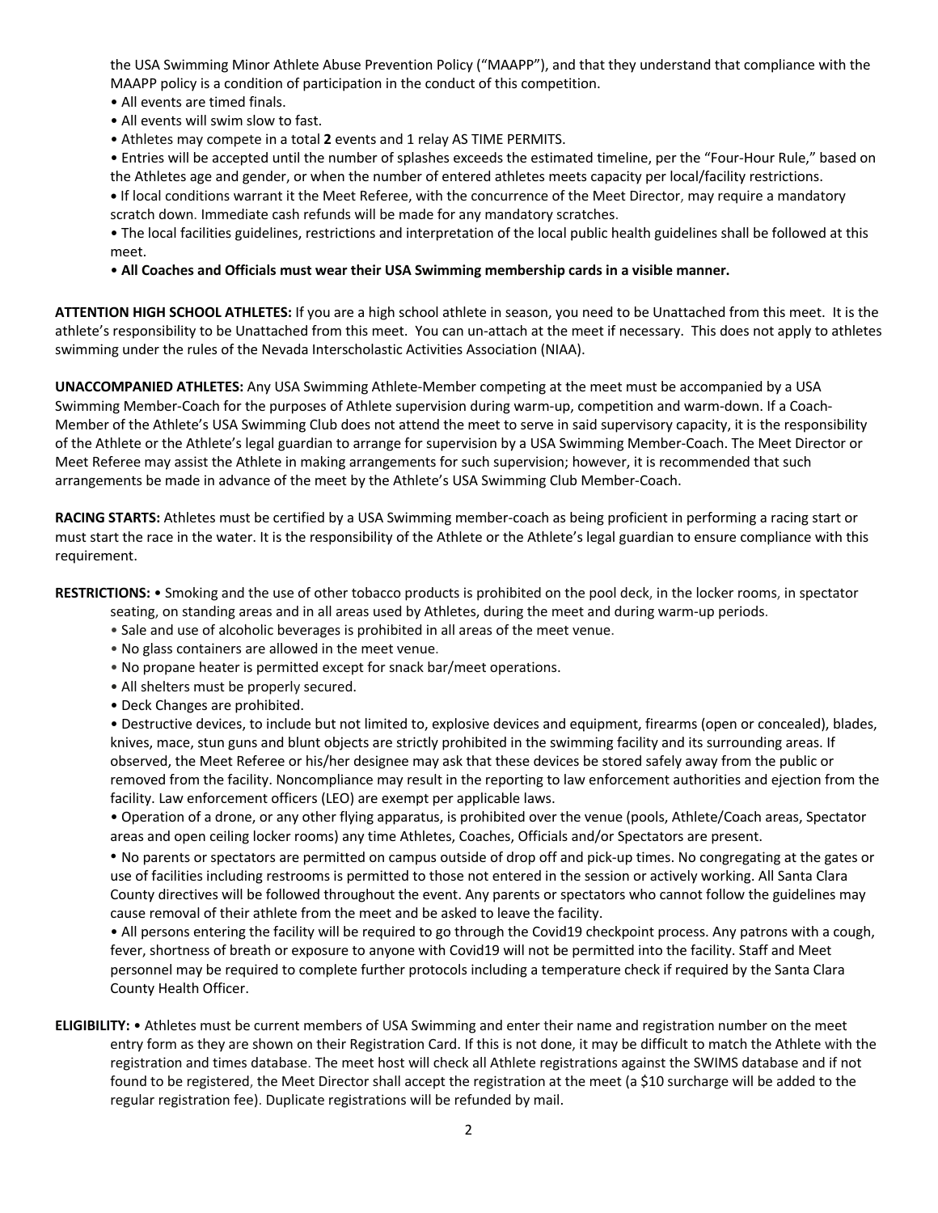the USA Swimming Minor Athlete Abuse Prevention Policy ("MAAPP"), and that they understand that compliance with the MAAPP policy is a condition of participation in the conduct of this competition.

- All events are timed finals.
- All events will swim slow to fast.
- Athletes may compete in a total **2** events and 1 relay AS TIME PERMITS.
- Entries will be accepted until the number of splashes exceeds the estimated timeline, per the "Four-Hour Rule," based on the Athletes age and gender, or when the number of entered athletes meets capacity per local/facility restrictions.
- If local conditions warrant it the Meet Referee, with the concurrence of the Meet Director, may require a mandatory scratch down. Immediate cash refunds will be made for any mandatory scratches.
- The local facilities guidelines, restrictions and interpretation of the local public health guidelines shall be followed at this meet.
- **All Coaches and Officials must wear their USA Swimming membership cards in a visible manner.**

**ATTENTION HIGH SCHOOL ATHLETES:** If you are a high school athlete in season, you need to be Unattached from this meet. It is the athlete's responsibility to be Unattached from this meet. You can un-attach at the meet if necessary. This does not apply to athletes swimming under the rules of the Nevada Interscholastic Activities Association (NIAA).

**UNACCOMPANIED ATHLETES:** Any USA Swimming Athlete-Member competing at the meet must be accompanied by a USA Swimming Member-Coach for the purposes of Athlete supervision during warm-up, competition and warm-down. If a Coach-Member of the Athlete's USA Swimming Club does not attend the meet to serve in said supervisory capacity, it is the responsibility of the Athlete or the Athlete's legal guardian to arrange for supervision by a USA Swimming Member-Coach. The Meet Director or Meet Referee may assist the Athlete in making arrangements for such supervision; however, it is recommended that such arrangements be made in advance of the meet by the Athlete's USA Swimming Club Member-Coach.

**RACING STARTS:** Athletes must be certified by a USA Swimming member-coach as being proficient in performing a racing start or must start the race in the water. It is the responsibility of the Athlete or the Athlete's legal guardian to ensure compliance with this requirement.

**RESTRICTIONS:**
- Smoking and the use of other tobacco products is prohibited on the pool deck, in the locker rooms, in spectator seating, on standing areas and in all areas used by Athletes, during the meet and during warm-up periods.
- Sale and use of alcoholic beverages is prohibited in all areas of the meet venue.
- No glass containers are allowed in the meet venue.
- No propane heater is permitted except for snack bar/meet operations.
- All shelters must be properly secured.
- Deck Changes are prohibited.
- Destructive devices, to include but not limited to, explosive devices and equipment, firearms (open or concealed), blades, knives, mace, stun guns and blunt objects are strictly prohibited in the swimming facility and its surrounding areas. If observed, the Meet Referee or his/her designee may ask that these devices be stored safely away from the public or removed from the facility. Noncompliance may result in the reporting to law enforcement authorities and ejection from the facility. Law enforcement officers (LEO) are exempt per applicable laws.
- Operation of a drone, or any other flying apparatus, is prohibited over the venue (pools, Athlete/Coach areas, Spectator areas and open ceiling locker rooms) any time Athletes, Coaches, Officials and/or Spectators are present.
- No parents or spectators are permitted on campus outside of drop off and pick-up times. No congregating at the gates or use of facilities including restrooms is permitted to those not entered in the session or actively working. All Santa Clara County directives will be followed throughout the event. Any parents or spectators who cannot follow the guidelines may cause removal of their athlete from the meet and be asked to leave the facility.
- All persons entering the facility will be required to go through the Covid19 checkpoint process. Any patrons with a cough, fever, shortness of breath or exposure to anyone with Covid19 will not be permitted into the facility. Staff and Meet personnel may be required to complete further protocols including a temperature check if required by the Santa Clara County Health Officer.

**ELIGIBILITY:**
- Athletes must be current members of USA Swimming and enter their name and registration number on the meet entry form as they are shown on their Registration Card. If this is not done, it may be difficult to match the Athlete with the registration and times database. The meet host will check all Athlete registrations against the SWIMS database and if not found to be registered, the Meet Director shall accept the registration at the meet (a $10 surcharge will be added to the regular registration fee). Duplicate registrations will be refunded by mail.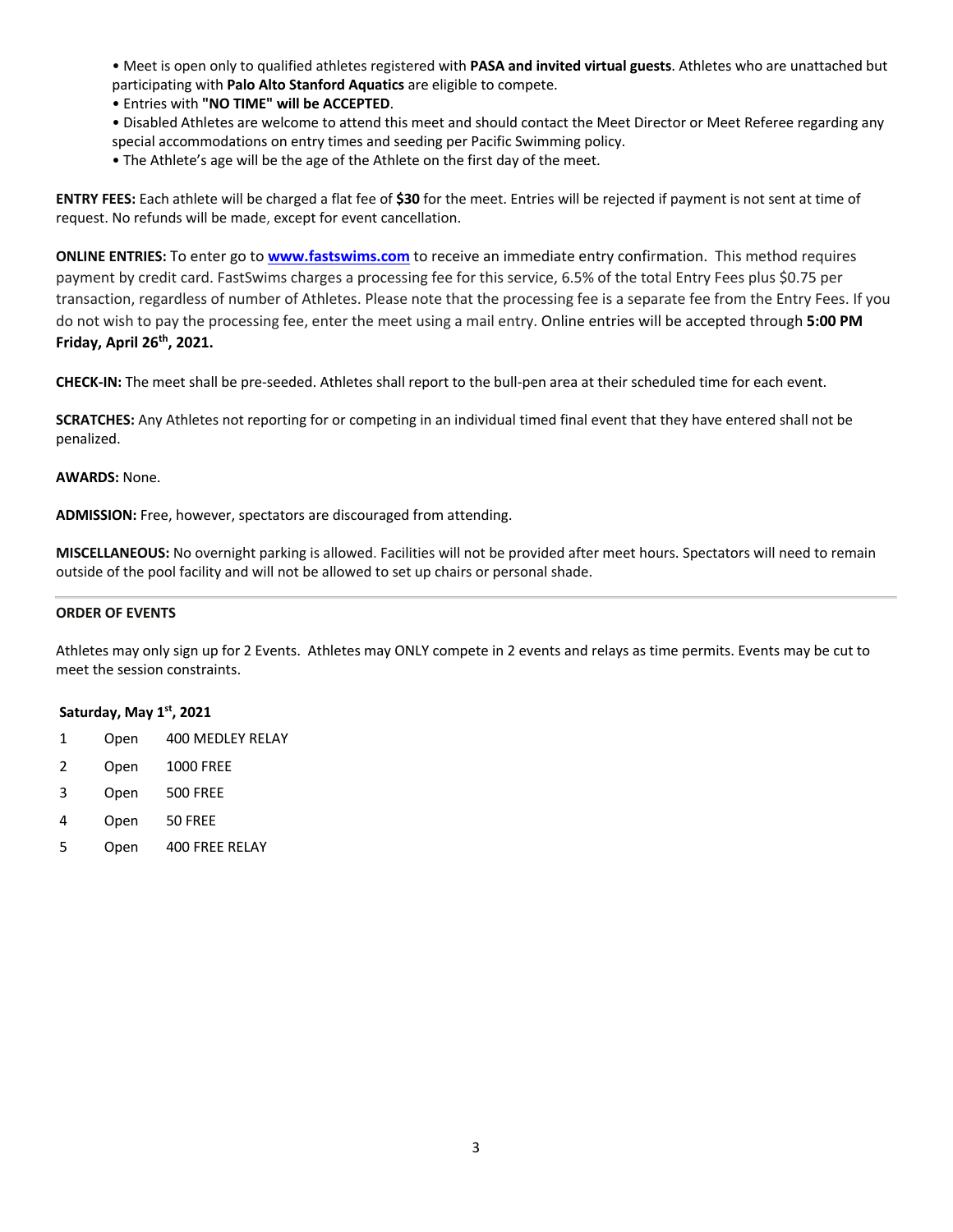- Meet is open only to qualified athletes registered with **PASA and invited virtual guests**. Athletes who are unattached but participating with **Palo Alto Stanford Aquatics** are eligible to compete.
- Entries with **"NO TIME" will be ACCEPTED**.
- Disabled Athletes are welcome to attend this meet and should contact the Meet Director or Meet Referee regarding any special accommodations on entry times and seeding per Pacific Swimming policy.
- The Athlete's age will be the age of the Athlete on the first day of the meet.

**ENTRY FEES:** Each athlete will be charged a flat fee of **$30** for the meet. Entries will be rejected if payment is not sent at time of request. No refunds will be made, except for event cancellation.

**ONLINE ENTRIES:** To enter go to **www.fastswims.com** to receive an immediate entry confirmation. This method requires payment by credit card. FastSwims charges a processing fee for this service, 6.5% of the total Entry Fees plus $0.75 per transaction, regardless of number of Athletes. Please note that the processing fee is a separate fee from the Entry Fees. If you do not wish to pay the processing fee, enter the meet using a mail entry. Online entries will be accepted through **5:00 PM Friday, April 26th, 2021.**

**CHECK-IN:** The meet shall be pre-seeded. Athletes shall report to the bull-pen area at their scheduled time for each event.

**SCRATCHES:** Any Athletes not reporting for or competing in an individual timed final event that they have entered shall not be penalized.

**AWARDS:** None.

**ADMISSION:** Free, however, spectators are discouraged from attending.

**MISCELLANEOUS:** No overnight parking is allowed. Facilities will not be provided after meet hours. Spectators will need to remain outside of the pool facility and will not be allowed to set up chairs or personal shade.

---

**ORDER OF EVENTS**

Athletes may only sign up for 2 Events. Athletes may ONLY compete in 2 events and relays as time permits. Events may be cut to meet the session constraints.

**Saturday, May 1st, 2021**

| | | |
|---|---|---|
| 1 | Open | 400 MEDLEY RELAY |
| 2 | Open | 1000 FREE |
| 3 | Open | 500 FREE |
| 4 | Open | 50 FREE |
| 5 | Open | 400 FREE RELAY |